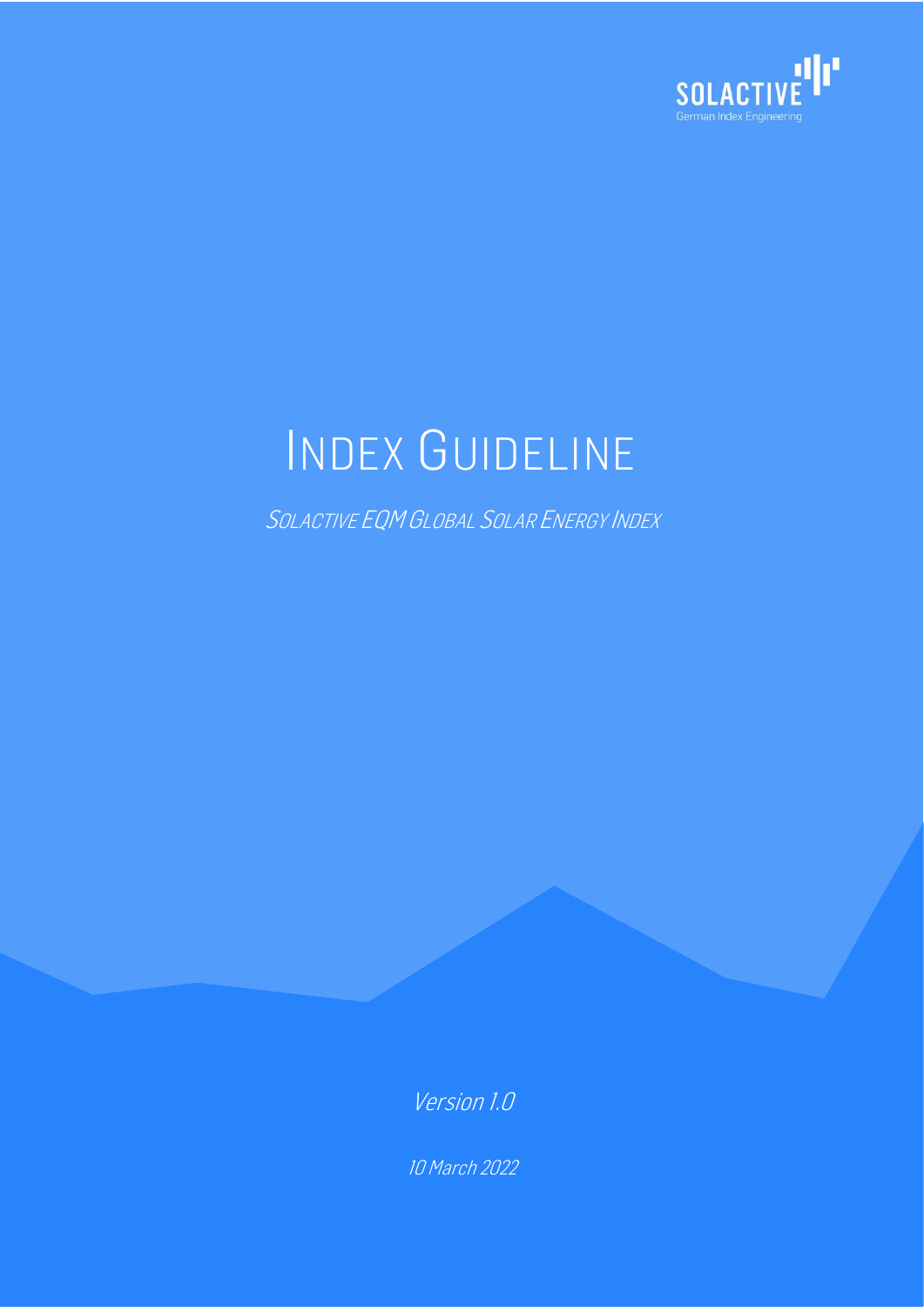SOLACTIVE

German Index Engineering

# INDEX GUIDELINE

## SOLACTIVE EQM GLOBAL SOLAR ENERGY INDEX

*Version 1.0*

*10 March 2022*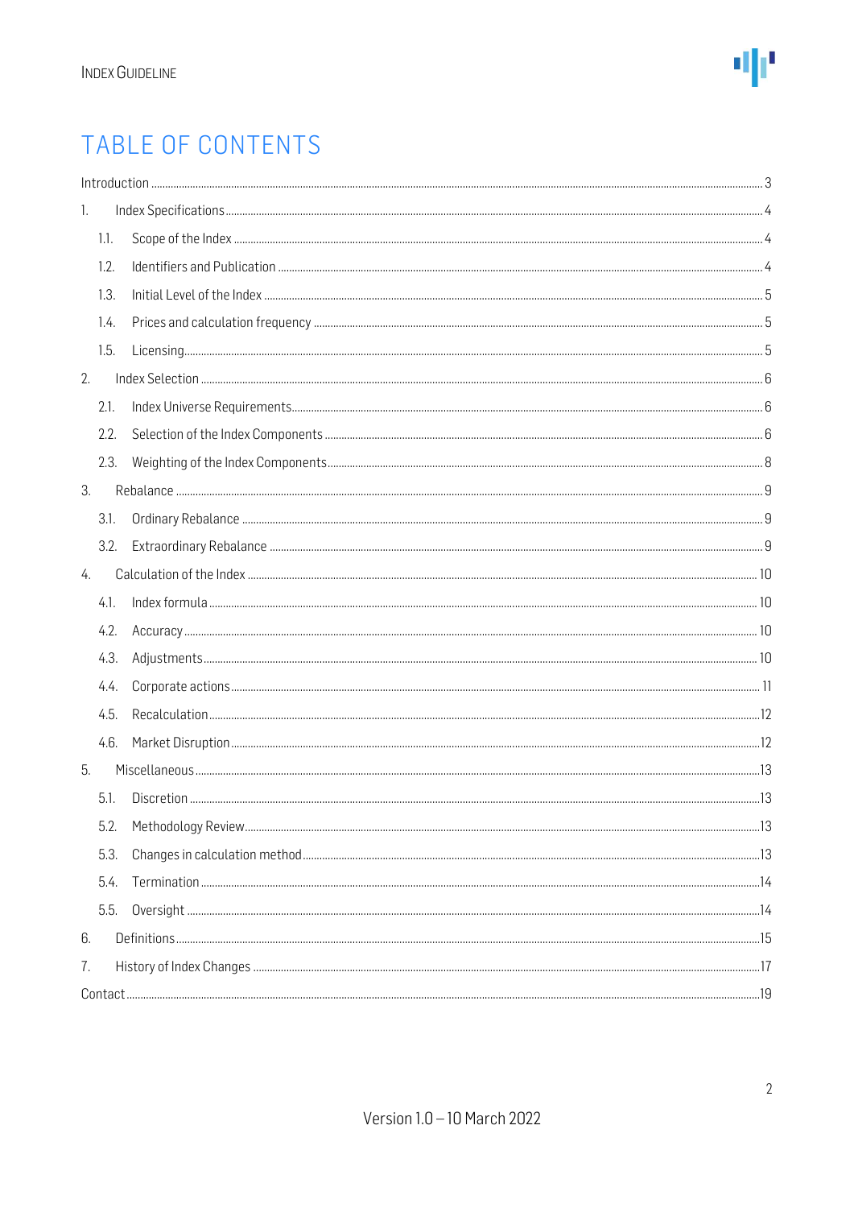# TABLE OF CONTENTS

Introduction ........................................................................................................ 3

1. Index Specifications ........................................................................................ 4
   - 1.1. Scope of the Index ..................................................................................... 4
   - 1.2. Identifiers and Publication ......................................................................... 4
   - 1.3. Initial Level of the Index ............................................................................ 5
   - 1.4. Prices and calculation frequency ................................................................ 5
   - 1.5. Licensing .................................................................................................. 5
2. Index Selection ................................................................................................ 6
   - 2.1. Index Universe Requirements ..................................................................... 6
   - 2.2. Selection of the Index Components ............................................................ 6
   - 2.3. Weighting of the Index Components ........................................................... 8
3. Rebalance ....................................................................................................... 9
   - 3.1. Ordinary Rebalance ................................................................................... 9
   - 3.2. Extraordinary Rebalance ............................................................................ 9
4. Calculation of the Index ................................................................................. 10
   - 4.1. Index formula .......................................................................................... 10
   - 4.2. Accuracy ................................................................................................. 10
   - 4.3. Adjustments ............................................................................................ 10
   - 4.4. Corporate actions ..................................................................................... 11
   - 4.5. Recalculation ........................................................................................... 12
   - 4.6. Market Disruption .................................................................................... 12
5. Miscellaneous ................................................................................................ 13
   - 5.1. Discretion ................................................................................................ 13
   - 5.2. Methodology Review ................................................................................. 13
   - 5.3. Changes in calculation method .................................................................. 13
   - 5.4. Termination ............................................................................................. 14
   - 5.5. Oversight ................................................................................................ 14
6. Definitions ..................................................................................................... 15
7. History of Index Changes ................................................................................ 17

Contact ............................................................................................................. 19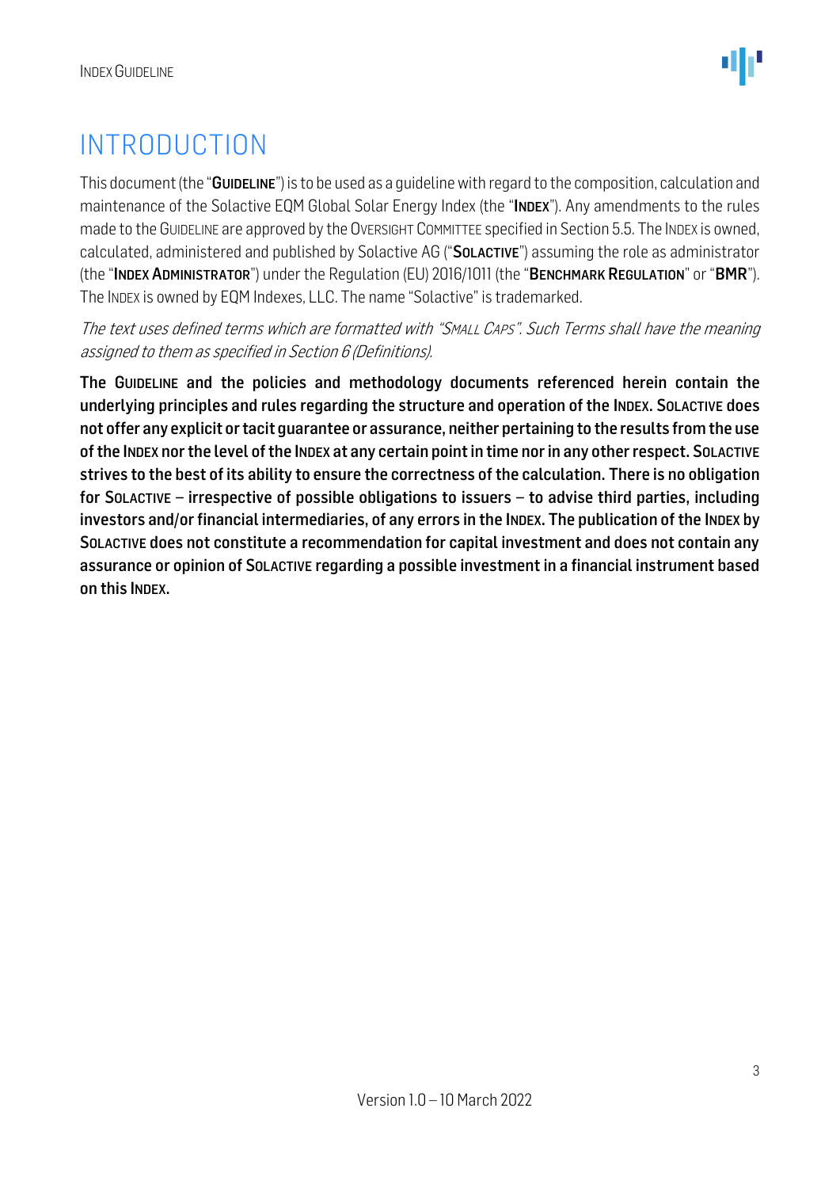# INTRODUCTION

This document (the "**GUIDELINE**") is to be used as a guideline with regard to the composition, calculation and maintenance of the Solactive EQM Global Solar Energy Index (the "**INDEX**"). Any amendments to the rules made to the GUIDELINE are approved by the OVERSIGHT COMMITTEE specified in Section 5.5. The INDEX is owned, calculated, administered and published by Solactive AG ("**SOLACTIVE**") assuming the role as administrator (the "**INDEX ADMINISTRATOR**") under the Regulation (EU) 2016/1011 (the "**BENCHMARK REGULATION**" or "**BMR**"). The INDEX is owned by EQM Indexes, LLC. The name "Solactive" is trademarked.

*The text uses defined terms which are formatted with "SMALL CAPS". Such Terms shall have the meaning assigned to them as specified in Section 6 (Definitions).*

**The GUIDELINE and the policies and methodology documents referenced herein contain the underlying principles and rules regarding the structure and operation of the INDEX. SOLACTIVE does not offer any explicit or tacit guarantee or assurance, neither pertaining to the results from the use of the INDEX nor the level of the INDEX at any certain point in time nor in any other respect. SOLACTIVE strives to the best of its ability to ensure the correctness of the calculation. There is no obligation for SOLACTIVE – irrespective of possible obligations to issuers – to advise third parties, including investors and/or financial intermediaries, of any errors in the INDEX. The publication of the INDEX by SOLACTIVE does not constitute a recommendation for capital investment and does not contain any assurance or opinion of SOLACTIVE regarding a possible investment in a financial instrument based on this INDEX.**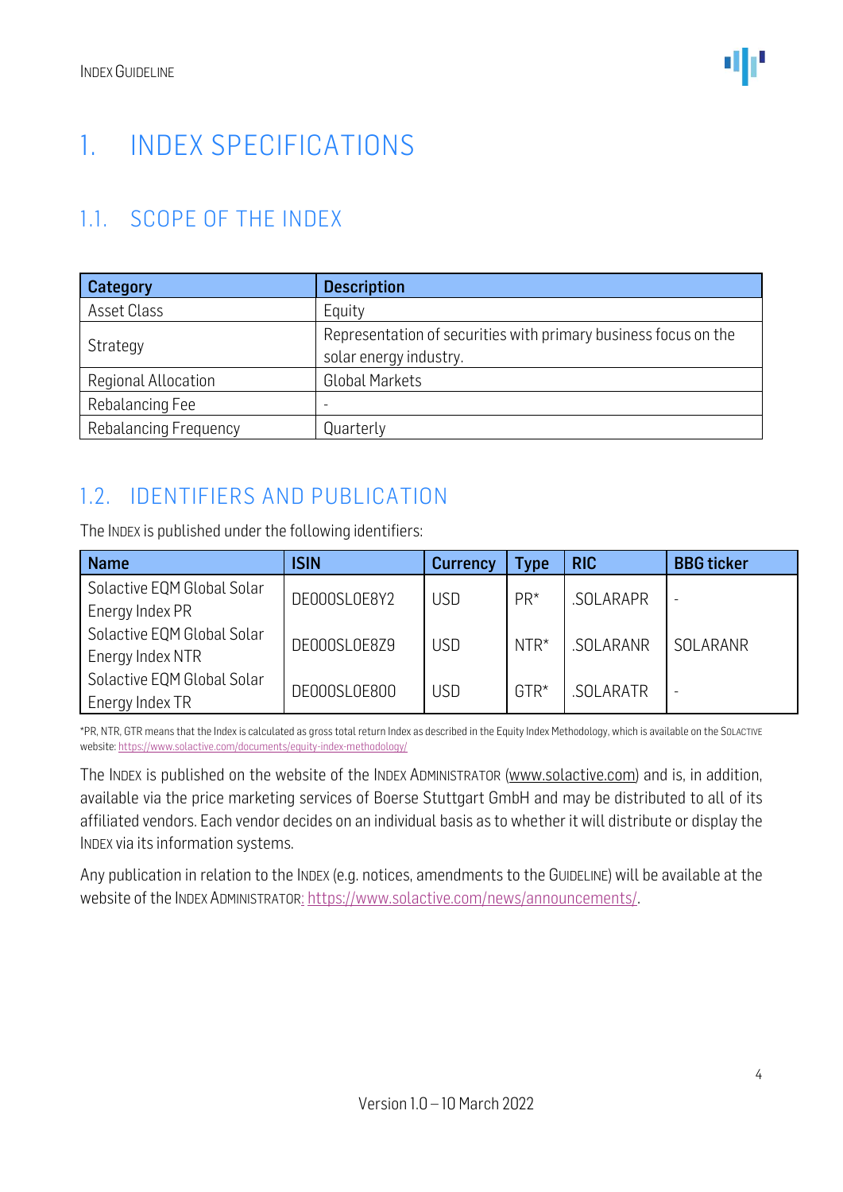# 1. INDEX SPECIFICATIONS

## 1.1. SCOPE OF THE INDEX

| Category | Description |
|---|---|
| Asset Class | Equity |
| Strategy | Representation of securities with primary business focus on the solar energy industry. |
| Regional Allocation | Global Markets |
| Rebalancing Fee | - |
| Rebalancing Frequency | Quarterly |

## 1.2. IDENTIFIERS AND PUBLICATION

The INDEX is published under the following identifiers:

| Name | ISIN | Currency | Type | RIC | BBG ticker |
|---|---|---|---|---|---|
| Solactive EQM Global Solar Energy Index PR | DE000SL0E8Y2 | USD | PR* | .SOLARAPR | - |
| Solactive EQM Global Solar Energy Index NTR | DE000SL0E8Z9 | USD | NTR* | .SOLARANR | SOLARANR |
| Solactive EQM Global Solar Energy Index TR | DE000SL0E800 | USD | GTR* | .SOLARATR | - |

*PR, NTR, GTR means that the Index is calculated as gross total return Index as described in the Equity Index Methodology, which is available on the SOLACTIVE website: https://www.solactive.com/documents/equity-index-methodology/

The INDEX is published on the website of the INDEX ADMINISTRATOR (www.solactive.com) and is, in addition, available via the price marketing services of Boerse Stuttgart GmbH and may be distributed to all of its affiliated vendors. Each vendor decides on an individual basis as to whether it will distribute or display the INDEX via its information systems.

Any publication in relation to the INDEX (e.g. notices, amendments to the GUIDELINE) will be available at the website of the INDEX ADMINISTRATOR: https://www.solactive.com/news/announcements/.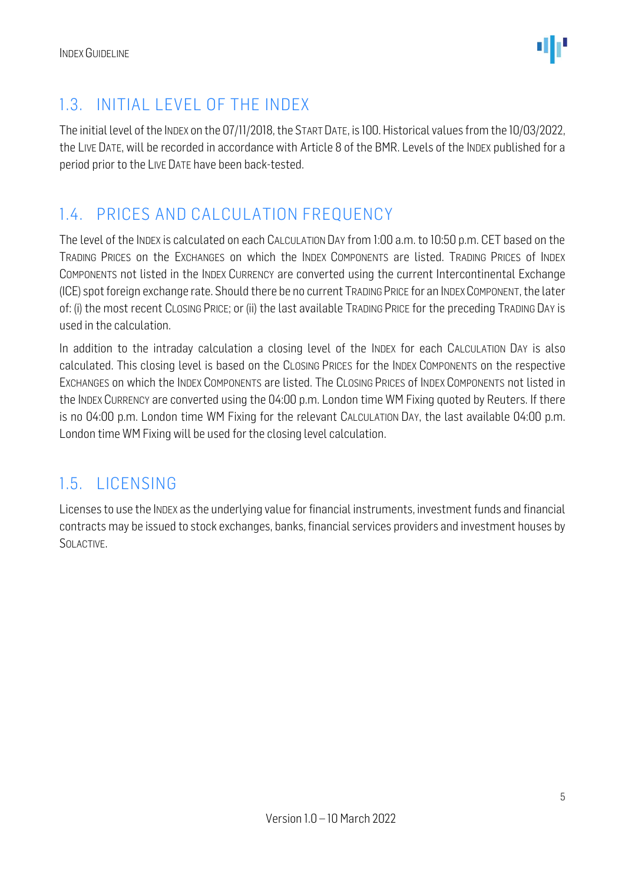## 1.3. INITIAL LEVEL OF THE INDEX

The initial level of the INDEX on the 07/11/2018, the START DATE, is 100. Historical values from the 10/03/2022, the LIVE DATE, will be recorded in accordance with Article 8 of the BMR. Levels of the INDEX published for a period prior to the LIVE DATE have been back-tested.

## 1.4. PRICES AND CALCULATION FREQUENCY

The level of the INDEX is calculated on each CALCULATION DAY from 1:00 a.m. to 10:50 p.m. CET based on the TRADING PRICES on the EXCHANGES on which the INDEX COMPONENTS are listed. TRADING PRICES of INDEX COMPONENTS not listed in the INDEX CURRENCY are converted using the current Intercontinental Exchange (ICE) spot foreign exchange rate. Should there be no current TRADING PRICE for an INDEX COMPONENT, the later of: (i) the most recent CLOSING PRICE; or (ii) the last available TRADING PRICE for the preceding TRADING DAY is used in the calculation.

In addition to the intraday calculation a closing level of the INDEX for each CALCULATION DAY is also calculated. This closing level is based on the CLOSING PRICES for the INDEX COMPONENTS on the respective EXCHANGES on which the INDEX COMPONENTS are listed. The CLOSING PRICES of INDEX COMPONENTS not listed in the INDEX CURRENCY are converted using the 04:00 p.m. London time WM Fixing quoted by Reuters. If there is no 04:00 p.m. London time WM Fixing for the relevant CALCULATION DAY, the last available 04:00 p.m. London time WM Fixing will be used for the closing level calculation.

## 1.5. LICENSING

Licenses to use the INDEX as the underlying value for financial instruments, investment funds and financial contracts may be issued to stock exchanges, banks, financial services providers and investment houses by SOLACTIVE.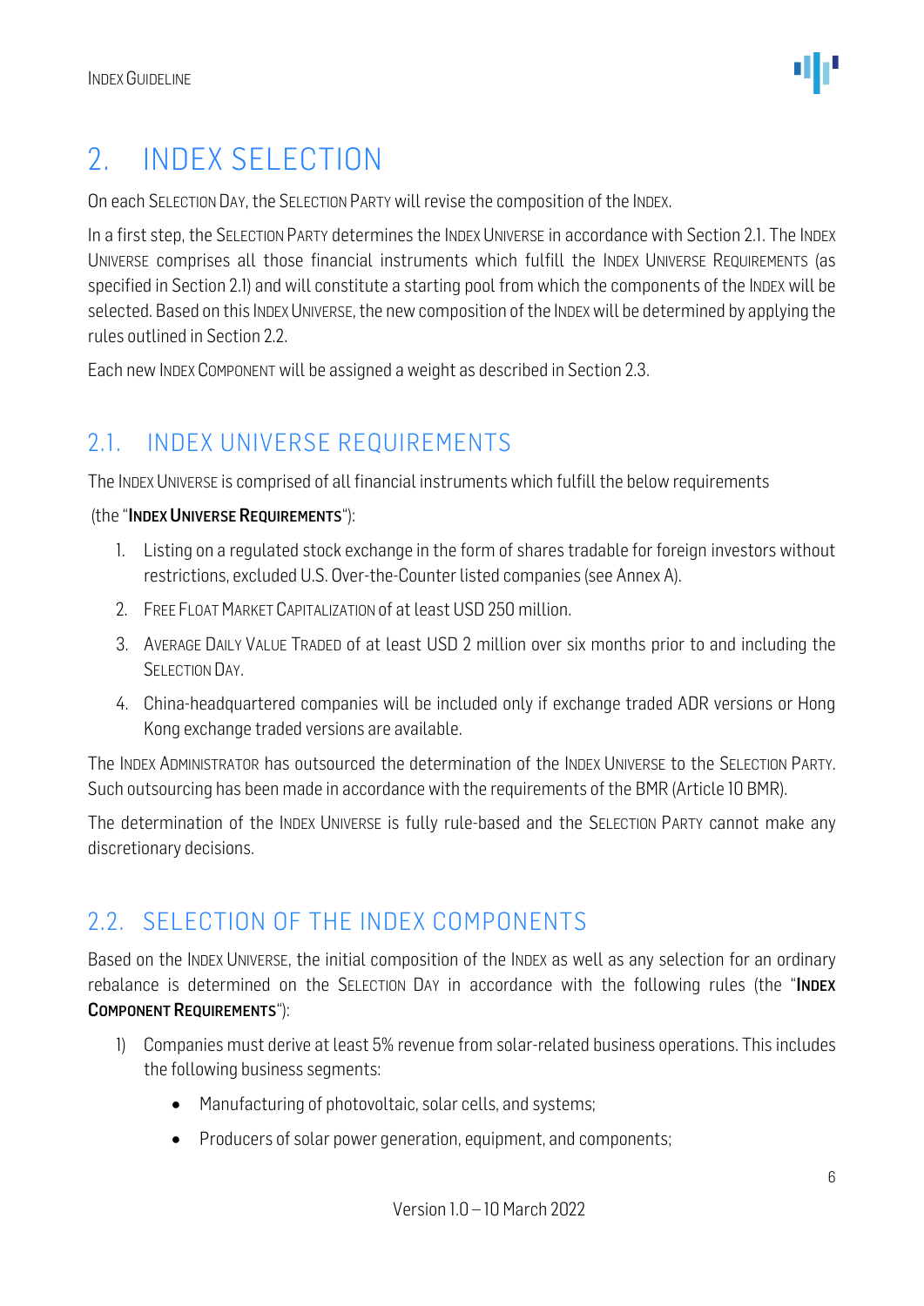# 2. INDEX SELECTION

On each SELECTION DAY, the SELECTION PARTY will revise the composition of the INDEX.

In a first step, the SELECTION PARTY determines the INDEX UNIVERSE in accordance with Section 2.1. The INDEX UNIVERSE comprises all those financial instruments which fulfill the INDEX UNIVERSE REQUIREMENTS (as specified in Section 2.1) and will constitute a starting pool from which the components of the INDEX will be selected. Based on this INDEX UNIVERSE, the new composition of the INDEX will be determined by applying the rules outlined in Section 2.2.

Each new INDEX COMPONENT will be assigned a weight as described in Section 2.3.

## 2.1. INDEX UNIVERSE REQUIREMENTS

The INDEX UNIVERSE is comprised of all financial instruments which fulfill the below requirements (the "**INDEX UNIVERSE REQUIREMENTS**"):

1. Listing on a regulated stock exchange in the form of shares tradable for foreign investors without restrictions, excluded U.S. Over-the-Counter listed companies (see Annex A).
2. FREE FLOAT MARKET CAPITALIZATION of at least USD 250 million.
3. AVERAGE DAILY VALUE TRADED of at least USD 2 million over six months prior to and including the SELECTION DAY.
4. China-headquartered companies will be included only if exchange traded ADR versions or Hong Kong exchange traded versions are available.

The INDEX ADMINISTRATOR has outsourced the determination of the INDEX UNIVERSE to the SELECTION PARTY. Such outsourcing has been made in accordance with the requirements of the BMR (Article 10 BMR).

The determination of the INDEX UNIVERSE is fully rule-based and the SELECTION PARTY cannot make any discretionary decisions.

## 2.2. SELECTION OF THE INDEX COMPONENTS

Based on the INDEX UNIVERSE, the initial composition of the INDEX as well as any selection for an ordinary rebalance is determined on the SELECTION DAY in accordance with the following rules (the "**INDEX COMPONENT REQUIREMENTS**"):

1) Companies must derive at least 5% revenue from solar-related business operations. This includes the following business segments:
    - Manufacturing of photovoltaic, solar cells, and systems;
    - Producers of solar power generation, equipment, and components;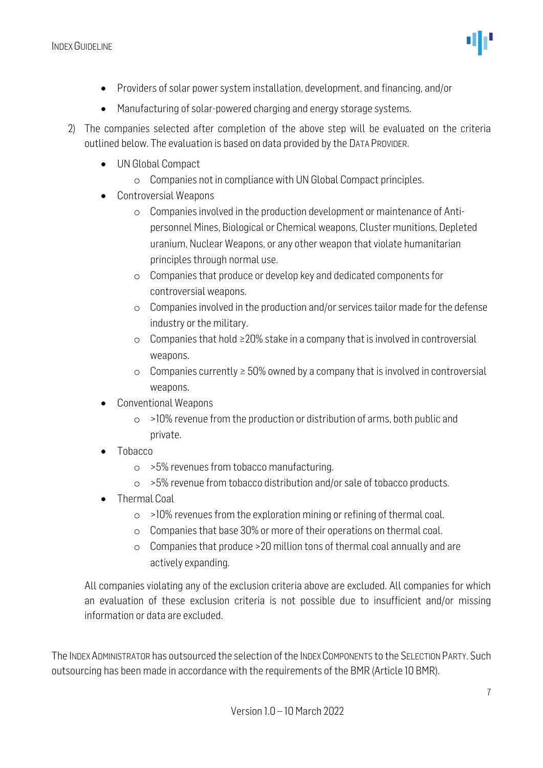- Providers of solar power system installation, development, and financing, and/or
- Manufacturing of solar-powered charging and energy storage systems.

2) The companies selected after completion of the above step will be evaluated on the criteria outlined below. The evaluation is based on data provided by the DATA PROVIDER.
    - UN Global Compact
        - Companies not in compliance with UN Global Compact principles.
    - Controversial Weapons
        - Companies involved in the production development or maintenance of Anti-personnel Mines, Biological or Chemical weapons, Cluster munitions, Depleted uranium, Nuclear Weapons, or any other weapon that violate humanitarian principles through normal use.
        - Companies that produce or develop key and dedicated components for controversial weapons.
        - Companies involved in the production and/or services tailor made for the defense industry or the military.
        - Companies that hold ≥20% stake in a company that is involved in controversial weapons.
        - Companies currently ≥ 50% owned by a company that is involved in controversial weapons.
    - Conventional Weapons
        - >10% revenue from the production or distribution of arms, both public and private.
    - Tobacco
        - >5% revenues from tobacco manufacturing.
        - >5% revenue from tobacco distribution and/or sale of tobacco products.
    - Thermal Coal
        - >10% revenues from the exploration mining or refining of thermal coal.
        - Companies that base 30% or more of their operations on thermal coal.
        - Companies that produce >20 million tons of thermal coal annually and are actively expanding.

    All companies violating any of the exclusion criteria above are excluded. All companies for which an evaluation of these exclusion criteria is not possible due to insufficient and/or missing information or data are excluded.

The INDEX ADMINISTRATOR has outsourced the selection of the INDEX COMPONENTS to the SELECTION PARTY. Such outsourcing has been made in accordance with the requirements of the BMR (Article 10 BMR).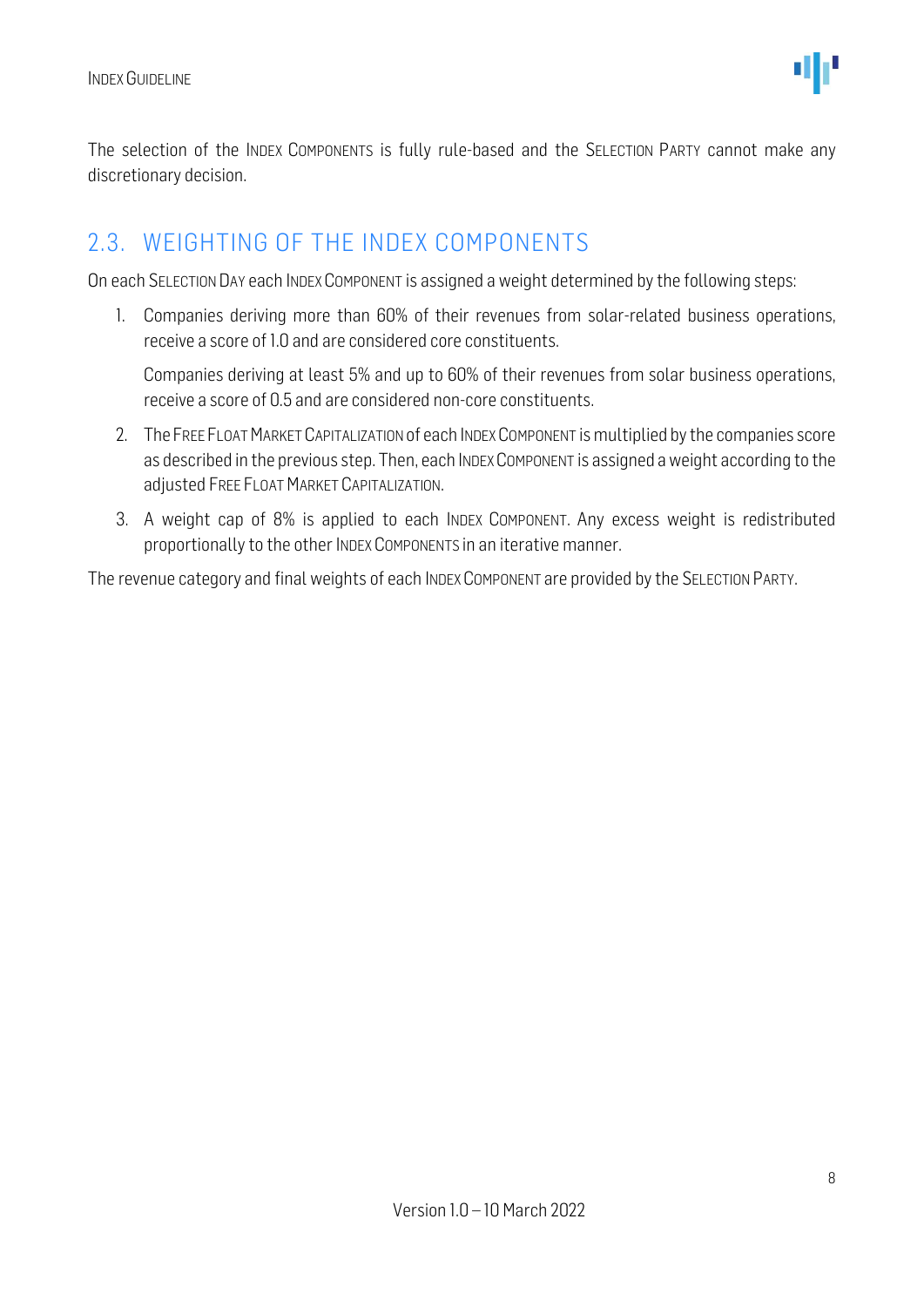The selection of the INDEX COMPONENTS is fully rule-based and the SELECTION PARTY cannot make any discretionary decision.

## 2.3. WEIGHTING OF THE INDEX COMPONENTS

On each SELECTION DAY each INDEX COMPONENT is assigned a weight determined by the following steps:

1. Companies deriving more than 60% of their revenues from solar-related business operations, receive a score of 1.0 and are considered core constituents.

   Companies deriving at least 5% and up to 60% of their revenues from solar business operations, receive a score of 0.5 and are considered non-core constituents.

2. The FREE FLOAT MARKET CAPITALIZATION of each INDEX COMPONENT is multiplied by the companies score as described in the previous step. Then, each INDEX COMPONENT is assigned a weight according to the adjusted FREE FLOAT MARKET CAPITALIZATION.

3. A weight cap of 8% is applied to each INDEX COMPONENT. Any excess weight is redistributed proportionally to the other INDEX COMPONENTS in an iterative manner.

The revenue category and final weights of each INDEX COMPONENT are provided by the SELECTION PARTY.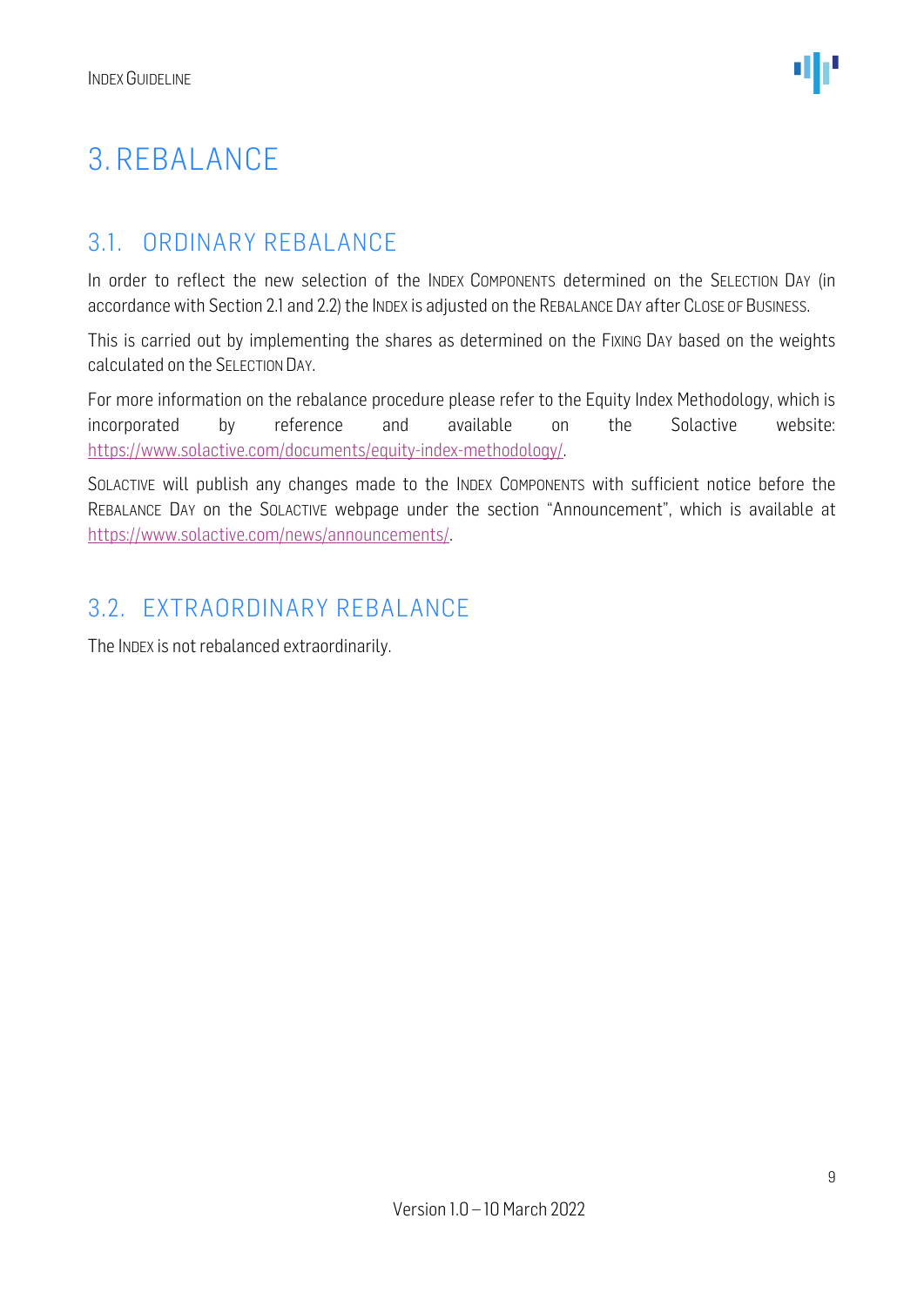# 3. REBALANCE

## 3.1. ORDINARY REBALANCE

In order to reflect the new selection of the INDEX COMPONENTS determined on the SELECTION DAY (in accordance with Section 2.1 and 2.2) the INDEX is adjusted on the REBALANCE DAY after CLOSE OF BUSINESS.

This is carried out by implementing the shares as determined on the FIXING DAY based on the weights calculated on the SELECTION DAY.

For more information on the rebalance procedure please refer to the Equity Index Methodology, which is incorporated by reference and available on the Solactive website: https://www.solactive.com/documents/equity-index-methodology/.

SOLACTIVE will publish any changes made to the INDEX COMPONENTS with sufficient notice before the REBALANCE DAY on the SOLACTIVE webpage under the section "Announcement", which is available at https://www.solactive.com/news/announcements/.

## 3.2. EXTRAORDINARY REBALANCE

The INDEX is not rebalanced extraordinarily.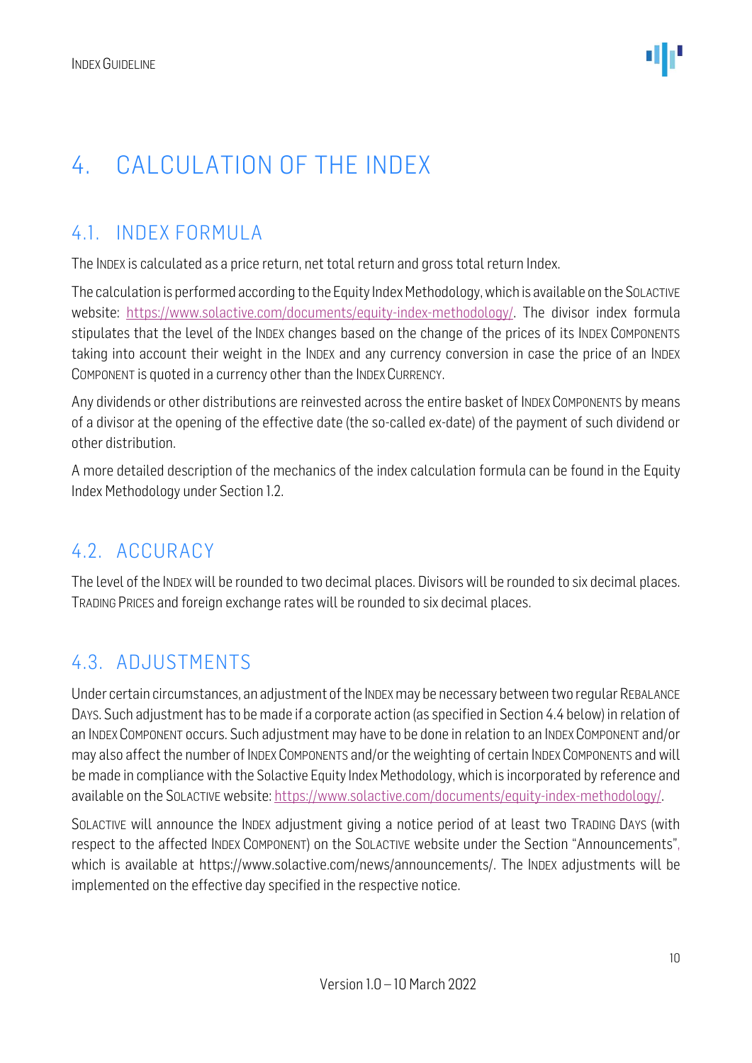# 4. CALCULATION OF THE INDEX

## 4.1. INDEX FORMULA

The INDEX is calculated as a price return, net total return and gross total return Index.

The calculation is performed according to the Equity Index Methodology, which is available on the SOLACTIVE website: [https://www.solactive.com/documents/equity-index-methodology/](https://www.solactive.com/documents/equity-index-methodology/). The divisor index formula stipulates that the level of the INDEX changes based on the change of the prices of its INDEX COMPONENTS taking into account their weight in the INDEX and any currency conversion in case the price of an INDEX COMPONENT is quoted in a currency other than the INDEX CURRENCY.

Any dividends or other distributions are reinvested across the entire basket of INDEX COMPONENTS by means of a divisor at the opening of the effective date (the so-called ex-date) of the payment of such dividend or other distribution.

A more detailed description of the mechanics of the index calculation formula can be found in the Equity Index Methodology under Section 1.2.

## 4.2. ACCURACY

The level of the INDEX will be rounded to two decimal places. Divisors will be rounded to six decimal places. TRADING PRICES and foreign exchange rates will be rounded to six decimal places.

## 4.3. ADJUSTMENTS

Under certain circumstances, an adjustment of the INDEX may be necessary between two regular REBALANCE DAYS. Such adjustment has to be made if a corporate action (as specified in Section 4.4 below) in relation of an INDEX COMPONENT occurs. Such adjustment may have to be done in relation to an INDEX COMPONENT and/or may also affect the number of INDEX COMPONENTS and/or the weighting of certain INDEX COMPONENTS and will be made in compliance with the Solactive Equity Index Methodology, which is incorporated by reference and available on the SOLACTIVE website: [https://www.solactive.com/documents/equity-index-methodology/](https://www.solactive.com/documents/equity-index-methodology/).

SOLACTIVE will announce the INDEX adjustment giving a notice period of at least two TRADING DAYS (with respect to the affected INDEX COMPONENT) on the SOLACTIVE website under the Section "Announcements", which is available at https://www.solactive.com/news/announcements/. The INDEX adjustments will be implemented on the effective day specified in the respective notice.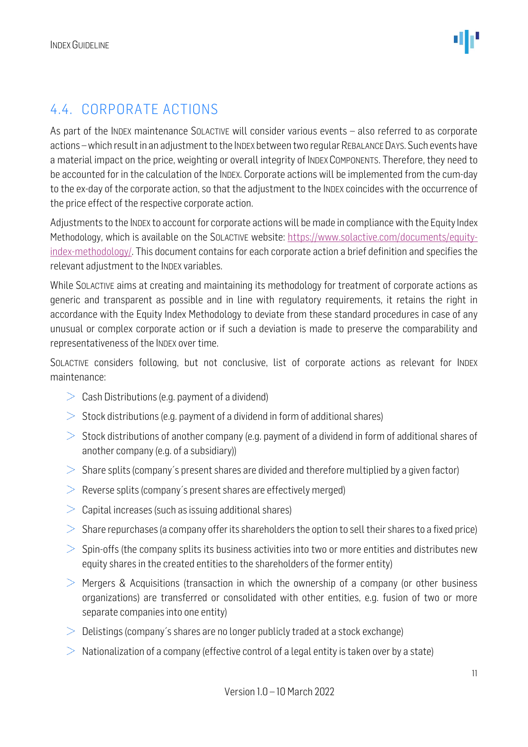## 4.4. CORPORATE ACTIONS

As part of the INDEX maintenance SOLACTIVE will consider various events – also referred to as corporate actions – which result in an adjustment to the INDEX between two regular REBALANCE DAYS. Such events have a material impact on the price, weighting or overall integrity of INDEX COMPONENTS. Therefore, they need to be accounted for in the calculation of the INDEX. Corporate actions will be implemented from the cum-day to the ex-day of the corporate action, so that the adjustment to the INDEX coincides with the occurrence of the price effect of the respective corporate action.

Adjustments to the INDEX to account for corporate actions will be made in compliance with the Equity Index Methodology, which is available on the SOLACTIVE website: [https://www.solactive.com/documents/equity-index-methodology/](https://www.solactive.com/documents/equity-index-methodology/). This document contains for each corporate action a brief definition and specifies the relevant adjustment to the INDEX variables.

While SOLACTIVE aims at creating and maintaining its methodology for treatment of corporate actions as generic and transparent as possible and in line with regulatory requirements, it retains the right in accordance with the Equity Index Methodology to deviate from these standard procedures in case of any unusual or complex corporate action or if such a deviation is made to preserve the comparability and representativeness of the INDEX over time.

SOLACTIVE considers following, but not conclusive, list of corporate actions as relevant for INDEX maintenance:

- Cash Distributions (e.g. payment of a dividend)
- Stock distributions (e.g. payment of a dividend in form of additional shares)
- Stock distributions of another company (e.g. payment of a dividend in form of additional shares of another company (e.g. of a subsidiary))
- Share splits (company´s present shares are divided and therefore multiplied by a given factor)
- Reverse splits (company´s present shares are effectively merged)
- Capital increases (such as issuing additional shares)
- Share repurchases (a company offer its shareholders the option to sell their shares to a fixed price)
- Spin-offs (the company splits its business activities into two or more entities and distributes new equity shares in the created entities to the shareholders of the former entity)
- Mergers & Acquisitions (transaction in which the ownership of a company (or other business organizations) are transferred or consolidated with other entities, e.g. fusion of two or more separate companies into one entity)
- Delistings (company´s shares are no longer publicly traded at a stock exchange)
- Nationalization of a company (effective control of a legal entity is taken over by a state)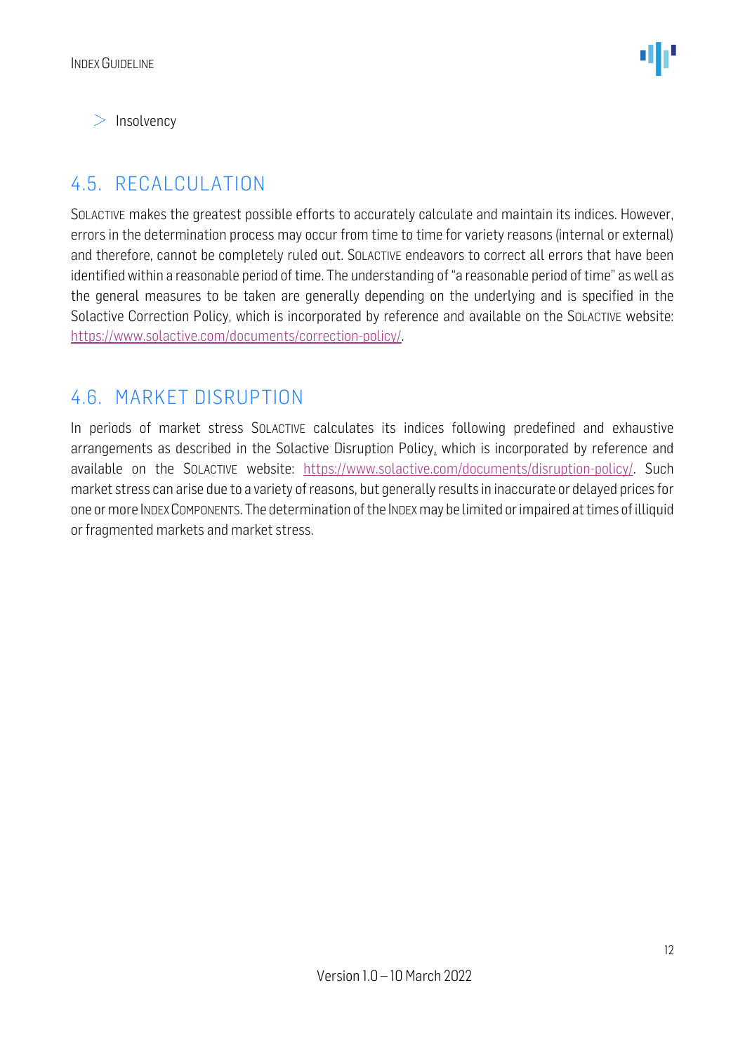- Insolvency

## 4.5. RECALCULATION

SOLACTIVE makes the greatest possible efforts to accurately calculate and maintain its indices. However, errors in the determination process may occur from time to time for variety reasons (internal or external) and therefore, cannot be completely ruled out. SOLACTIVE endeavors to correct all errors that have been identified within a reasonable period of time. The understanding of "a reasonable period of time" as well as the general measures to be taken are generally depending on the underlying and is specified in the Solactive Correction Policy, which is incorporated by reference and available on the SOLACTIVE website: https://www.solactive.com/documents/correction-policy/.

## 4.6. MARKET DISRUPTION

In periods of market stress SOLACTIVE calculates its indices following predefined and exhaustive arrangements as described in the Solactive Disruption Policy, which is incorporated by reference and available on the SOLACTIVE website: https://www.solactive.com/documents/disruption-policy/. Such market stress can arise due to a variety of reasons, but generally results in inaccurate or delayed prices for one or more INDEX COMPONENTS. The determination of the INDEX may be limited or impaired at times of illiquid or fragmented markets and market stress.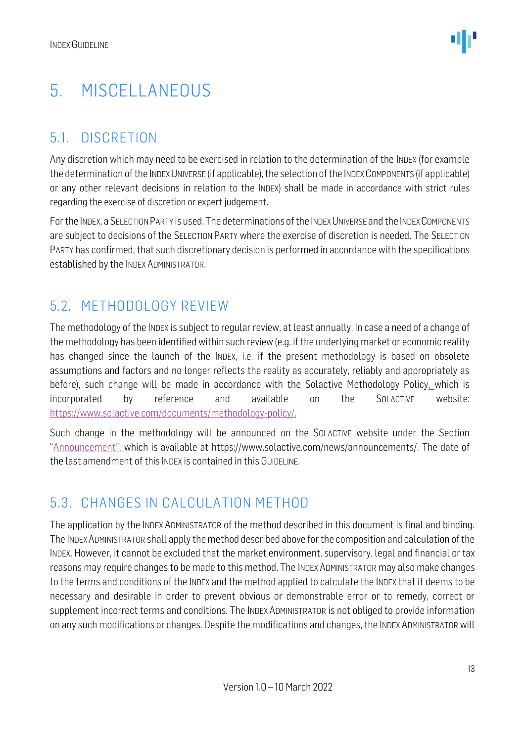# 5. MISCELLANEOUS

## 5.1. DISCRETION

Any discretion which may need to be exercised in relation to the determination of the INDEX (for example the determination of the INDEX UNIVERSE (if applicable), the selection of the INDEX COMPONENTS (if applicable) or any other relevant decisions in relation to the INDEX) shall be made in accordance with strict rules regarding the exercise of discretion or expert judgement.

For the INDEX, a SELECTION PARTY is used. The determinations of the INDEX UNIVERSE and the INDEX COMPONENTS are subject to decisions of the SELECTION PARTY where the exercise of discretion is needed. The SELECTION PARTY has confirmed, that such discretionary decision is performed in accordance with the specifications established by the INDEX ADMINISTRATOR.

## 5.2. METHODOLOGY REVIEW

The methodology of the INDEX is subject to regular review, at least annually. In case a need of a change of the methodology has been identified within such review (e.g. if the underlying market or economic reality has changed since the launch of the INDEX, i.e. if the present methodology is based on obsolete assumptions and factors and no longer reflects the reality as accurately, reliably and appropriately as before), such change will be made in accordance with the Solactive Methodology Policy, which is incorporated by reference and available on the SOLACTIVE website: https://www.solactive.com/documents/methodology-policy/.

Such change in the methodology will be announced on the SOLACTIVE website under the Section "Announcement", which is available at https://www.solactive.com/news/announcements/. The date of the last amendment of this INDEX is contained in this GUIDELINE.

## 5.3. CHANGES IN CALCULATION METHOD

The application by the INDEX ADMINISTRATOR of the method described in this document is final and binding. The INDEX ADMINISTRATOR shall apply the method described above for the composition and calculation of the INDEX. However, it cannot be excluded that the market environment, supervisory, legal and financial or tax reasons may require changes to be made to this method. The INDEX ADMINISTRATOR may also make changes to the terms and conditions of the INDEX and the method applied to calculate the INDEX that it deems to be necessary and desirable in order to prevent obvious or demonstrable error or to remedy, correct or supplement incorrect terms and conditions. The INDEX ADMINISTRATOR is not obliged to provide information on any such modifications or changes. Despite the modifications and changes, the INDEX ADMINISTRATOR will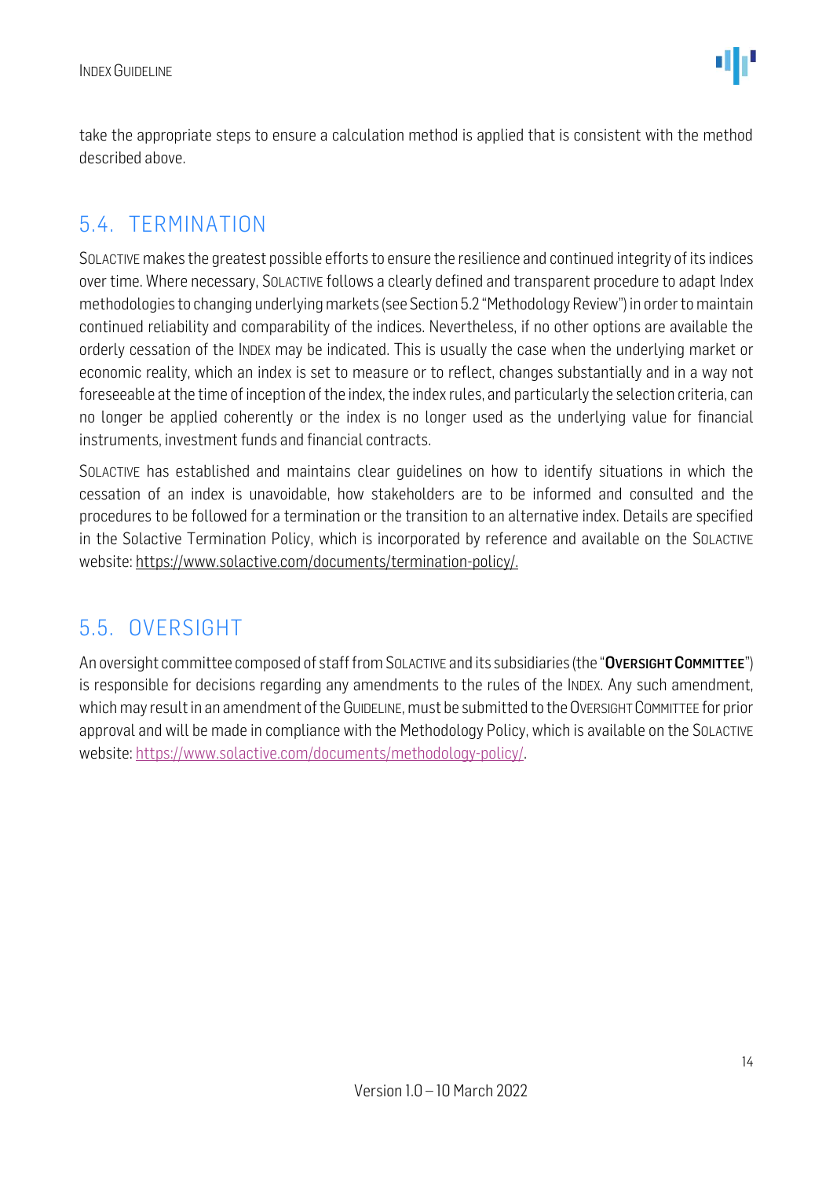take the appropriate steps to ensure a calculation method is applied that is consistent with the method described above.

## 5.4. TERMINATION

SOLACTIVE makes the greatest possible efforts to ensure the resilience and continued integrity of its indices over time. Where necessary, SOLACTIVE follows a clearly defined and transparent procedure to adapt Index methodologies to changing underlying markets (see Section 5.2 "Methodology Review") in order to maintain continued reliability and comparability of the indices. Nevertheless, if no other options are available the orderly cessation of the INDEX may be indicated. This is usually the case when the underlying market or economic reality, which an index is set to measure or to reflect, changes substantially and in a way not foreseeable at the time of inception of the index, the index rules, and particularly the selection criteria, can no longer be applied coherently or the index is no longer used as the underlying value for financial instruments, investment funds and financial contracts.

SOLACTIVE has established and maintains clear guidelines on how to identify situations in which the cessation of an index is unavoidable, how stakeholders are to be informed and consulted and the procedures to be followed for a termination or the transition to an alternative index. Details are specified in the Solactive Termination Policy, which is incorporated by reference and available on the SOLACTIVE website: https://www.solactive.com/documents/termination-policy/.

## 5.5. OVERSIGHT

An oversight committee composed of staff from SOLACTIVE and its subsidiaries (the "**OVERSIGHT COMMITTEE**") is responsible for decisions regarding any amendments to the rules of the INDEX. Any such amendment, which may result in an amendment of the GUIDELINE, must be submitted to the OVERSIGHT COMMITTEE for prior approval and will be made in compliance with the Methodology Policy, which is available on the SOLACTIVE website: https://www.solactive.com/documents/methodology-policy/.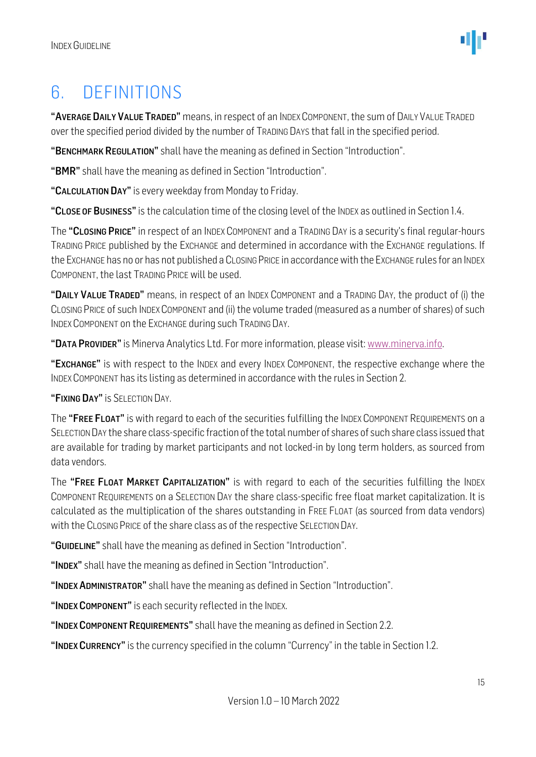# 6. DEFINITIONS

"**AVERAGE DAILY VALUE TRADED**" means, in respect of an INDEX COMPONENT, the sum of DAILY VALUE TRADED over the specified period divided by the number of TRADING DAYS that fall in the specified period.

"**BENCHMARK REGULATION**" shall have the meaning as defined in Section "Introduction".

"**BMR**" shall have the meaning as defined in Section "Introduction".

"**CALCULATION DAY**" is every weekday from Monday to Friday.

"**CLOSE OF BUSINESS**" is the calculation time of the closing level of the INDEX as outlined in Section 1.4.

The "**CLOSING PRICE**" in respect of an INDEX COMPONENT and a TRADING DAY is a security's final regular-hours TRADING PRICE published by the EXCHANGE and determined in accordance with the EXCHANGE regulations. If the EXCHANGE has no or has not published a CLOSING PRICE in accordance with the EXCHANGE rules for an INDEX COMPONENT, the last TRADING PRICE will be used.

"**DAILY VALUE TRADED**" means, in respect of an INDEX COMPONENT and a TRADING DAY, the product of (i) the CLOSING PRICE of such INDEX COMPONENT and (ii) the volume traded (measured as a number of shares) of such INDEX COMPONENT on the EXCHANGE during such TRADING DAY.

"**DATA PROVIDER**" is Minerva Analytics Ltd. For more information, please visit: www.minerva.info.

"**EXCHANGE**" is with respect to the INDEX and every INDEX COMPONENT, the respective exchange where the INDEX COMPONENT has its listing as determined in accordance with the rules in Section 2.

"**FIXING DAY**" is SELECTION DAY.

The "**FREE FLOAT**" is with regard to each of the securities fulfilling the INDEX COMPONENT REQUIREMENTS on a SELECTION DAY the share class-specific fraction of the total number of shares of such share class issued that are available for trading by market participants and not locked-in by long term holders, as sourced from data vendors.

The "**FREE FLOAT MARKET CAPITALIZATION**" is with regard to each of the securities fulfilling the INDEX COMPONENT REQUIREMENTS on a SELECTION DAY the share class-specific free float market capitalization. It is calculated as the multiplication of the shares outstanding in FREE FLOAT (as sourced from data vendors) with the CLOSING PRICE of the share class as of the respective SELECTION DAY.

"**GUIDELINE**" shall have the meaning as defined in Section "Introduction".

"**INDEX**" shall have the meaning as defined in Section "Introduction".

"**INDEX ADMINISTRATOR**" shall have the meaning as defined in Section "Introduction".

"**INDEX COMPONENT**" is each security reflected in the INDEX.

"**INDEX COMPONENT REQUIREMENTS**" shall have the meaning as defined in Section 2.2.

"**INDEX CURRENCY**" is the currency specified in the column "Currency" in the table in Section 1.2.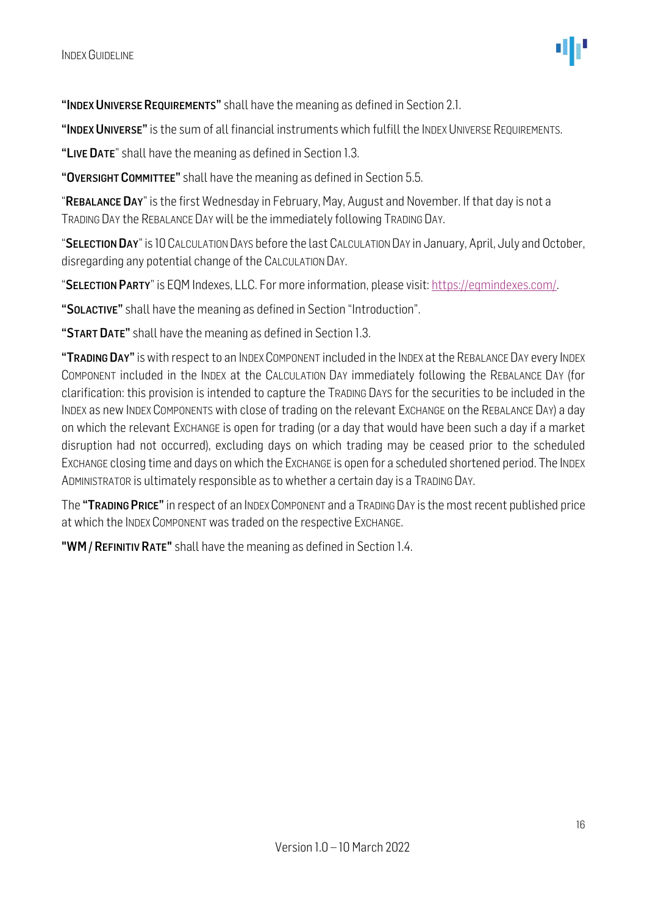"**INDEX UNIVERSE REQUIREMENTS**" shall have the meaning as defined in Section 2.1.

"**INDEX UNIVERSE**" is the sum of all financial instruments which fulfill the INDEX UNIVERSE REQUIREMENTS.

"**LIVE DATE**" shall have the meaning as defined in Section 1.3.

"**OVERSIGHT COMMITTEE**" shall have the meaning as defined in Section 5.5.

"**REBALANCE DAY**" is the first Wednesday in February, May, August and November. If that day is not a TRADING DAY the REBALANCE DAY will be the immediately following TRADING DAY.

"**SELECTION DAY**" is 10 CALCULATION DAYS before the last CALCULATION DAY in January, April, July and October, disregarding any potential change of the CALCULATION DAY.

"**SELECTION PARTY**" is EQM Indexes, LLC. For more information, please visit: https://eqmindexes.com/.

"**SOLACTIVE**" shall have the meaning as defined in Section "Introduction".

"**START DATE**" shall have the meaning as defined in Section 1.3.

"**TRADING DAY**" is with respect to an INDEX COMPONENT included in the INDEX at the REBALANCE DAY every INDEX COMPONENT included in the INDEX at the CALCULATION DAY immediately following the REBALANCE DAY (for clarification: this provision is intended to capture the TRADING DAYS for the securities to be included in the INDEX as new INDEX COMPONENTS with close of trading on the relevant EXCHANGE on the REBALANCE DAY) a day on which the relevant EXCHANGE is open for trading (or a day that would have been such a day if a market disruption had not occurred), excluding days on which trading may be ceased prior to the scheduled EXCHANGE closing time and days on which the EXCHANGE is open for a scheduled shortened period. The INDEX ADMINISTRATOR is ultimately responsible as to whether a certain day is a TRADING DAY.

The "**TRADING PRICE**" in respect of an INDEX COMPONENT and a TRADING DAY is the most recent published price at which the INDEX COMPONENT was traded on the respective EXCHANGE.

"**WM / REFINITIV RATE**" shall have the meaning as defined in Section 1.4.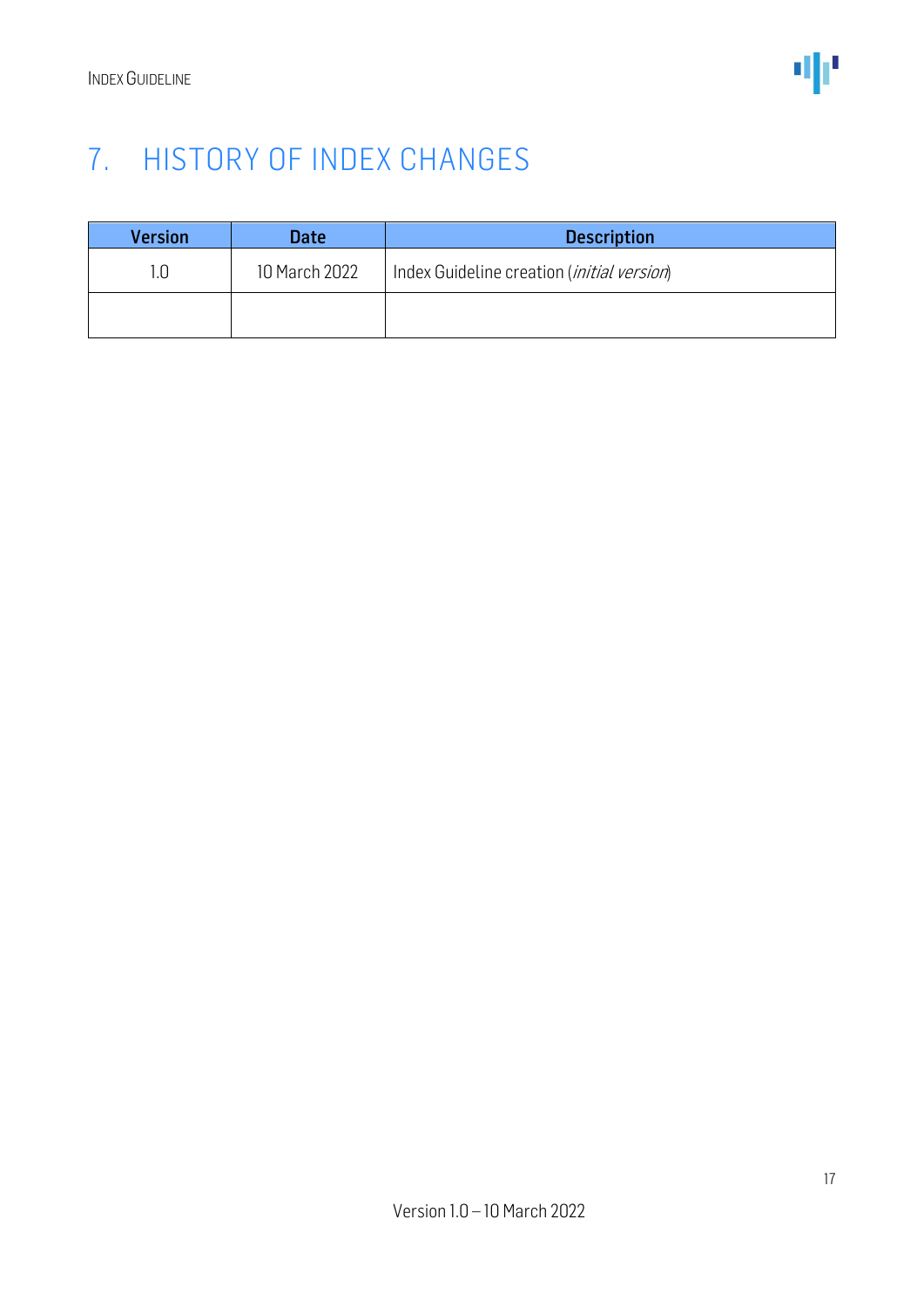# 7. HISTORY OF INDEX CHANGES

| Version | Date | Description |
|---|---|---|
| 1.0 | 10 March 2022 | Index Guideline creation (*initial version*) |
| | | |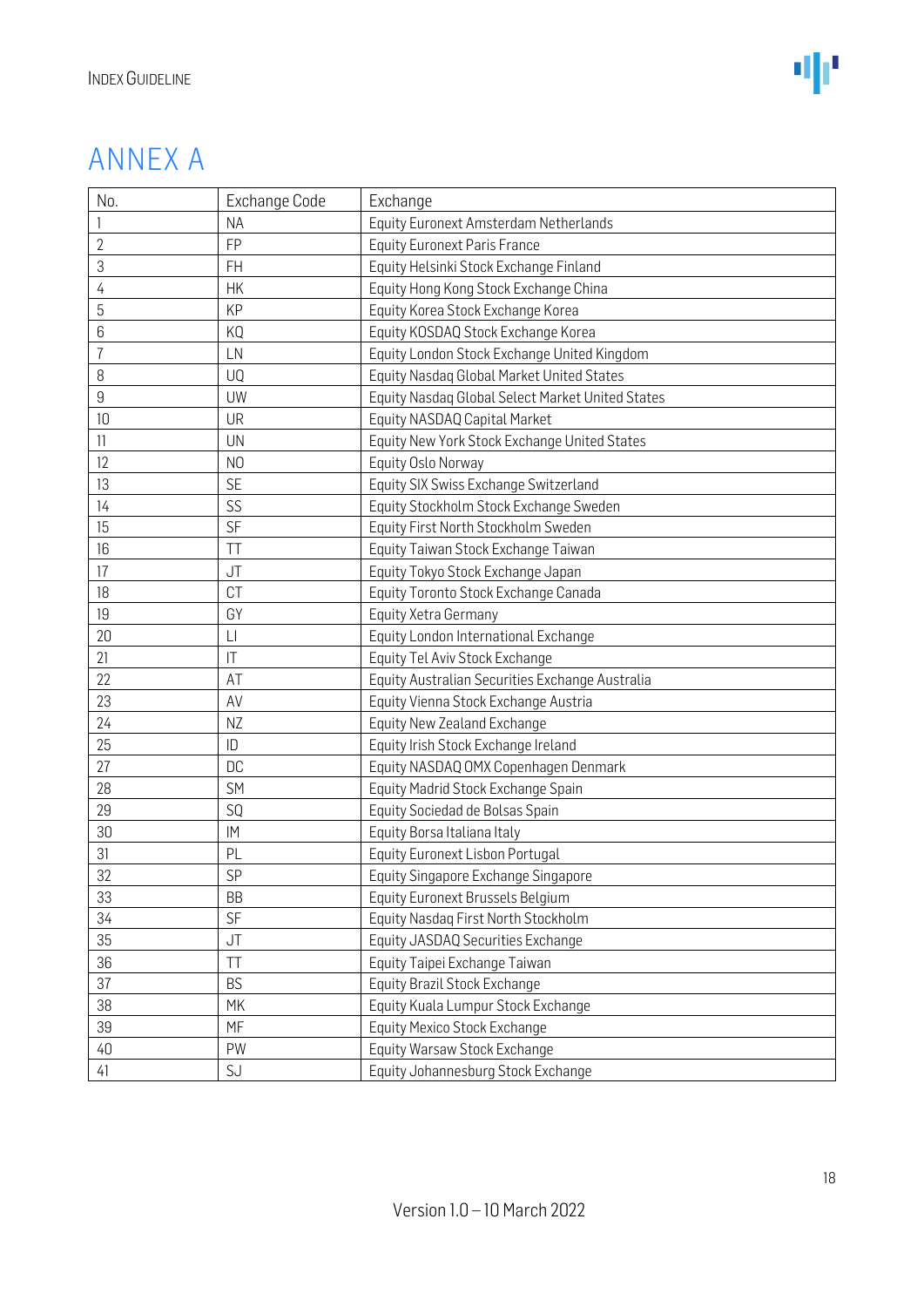# ANNEX A

| No. | Exchange Code | Exchange |
|---|---|---|
| 1 | NA | Equity Euronext Amsterdam Netherlands |
| 2 | FP | Equity Euronext Paris France |
| 3 | FH | Equity Helsinki Stock Exchange Finland |
| 4 | HK | Equity Hong Kong Stock Exchange China |
| 5 | KP | Equity Korea Stock Exchange Korea |
| 6 | KQ | Equity KOSDAQ Stock Exchange Korea |
| 7 | LN | Equity London Stock Exchange United Kingdom |
| 8 | UQ | Equity Nasdaq Global Market United States |
| 9 | UW | Equity Nasdaq Global Select Market United States |
| 10 | UR | Equity NASDAQ Capital Market |
| 11 | UN | Equity New York Stock Exchange United States |
| 12 | NO | Equity Oslo Norway |
| 13 | SE | Equity SIX Swiss Exchange Switzerland |
| 14 | SS | Equity Stockholm Stock Exchange Sweden |
| 15 | SF | Equity First North Stockholm Sweden |
| 16 | TT | Equity Taiwan Stock Exchange Taiwan |
| 17 | JT | Equity Tokyo Stock Exchange Japan |
| 18 | CT | Equity Toronto Stock Exchange Canada |
| 19 | GY | Equity Xetra Germany |
| 20 | LI | Equity London International Exchange |
| 21 | IT | Equity Tel Aviv Stock Exchange |
| 22 | AT | Equity Australian Securities Exchange Australia |
| 23 | AV | Equity Vienna Stock Exchange Austria |
| 24 | NZ | Equity New Zealand Exchange |
| 25 | ID | Equity Irish Stock Exchange Ireland |
| 27 | DC | Equity NASDAQ OMX Copenhagen Denmark |
| 28 | SM | Equity Madrid Stock Exchange Spain |
| 29 | SQ | Equity Sociedad de Bolsas Spain |
| 30 | IM | Equity Borsa Italiana Italy |
| 31 | PL | Equity Euronext Lisbon Portugal |
| 32 | SP | Equity Singapore Exchange Singapore |
| 33 | BB | Equity Euronext Brussels Belgium |
| 34 | SF | Equity Nasdaq First North Stockholm |
| 35 | JT | Equity JASDAQ Securities Exchange |
| 36 | TT | Equity Taipei Exchange Taiwan |
| 37 | BS | Equity Brazil Stock Exchange |
| 38 | MK | Equity Kuala Lumpur Stock Exchange |
| 39 | MF | Equity Mexico Stock Exchange |
| 40 | PW | Equity Warsaw Stock Exchange |
| 41 | SJ | Equity Johannesburg Stock Exchange |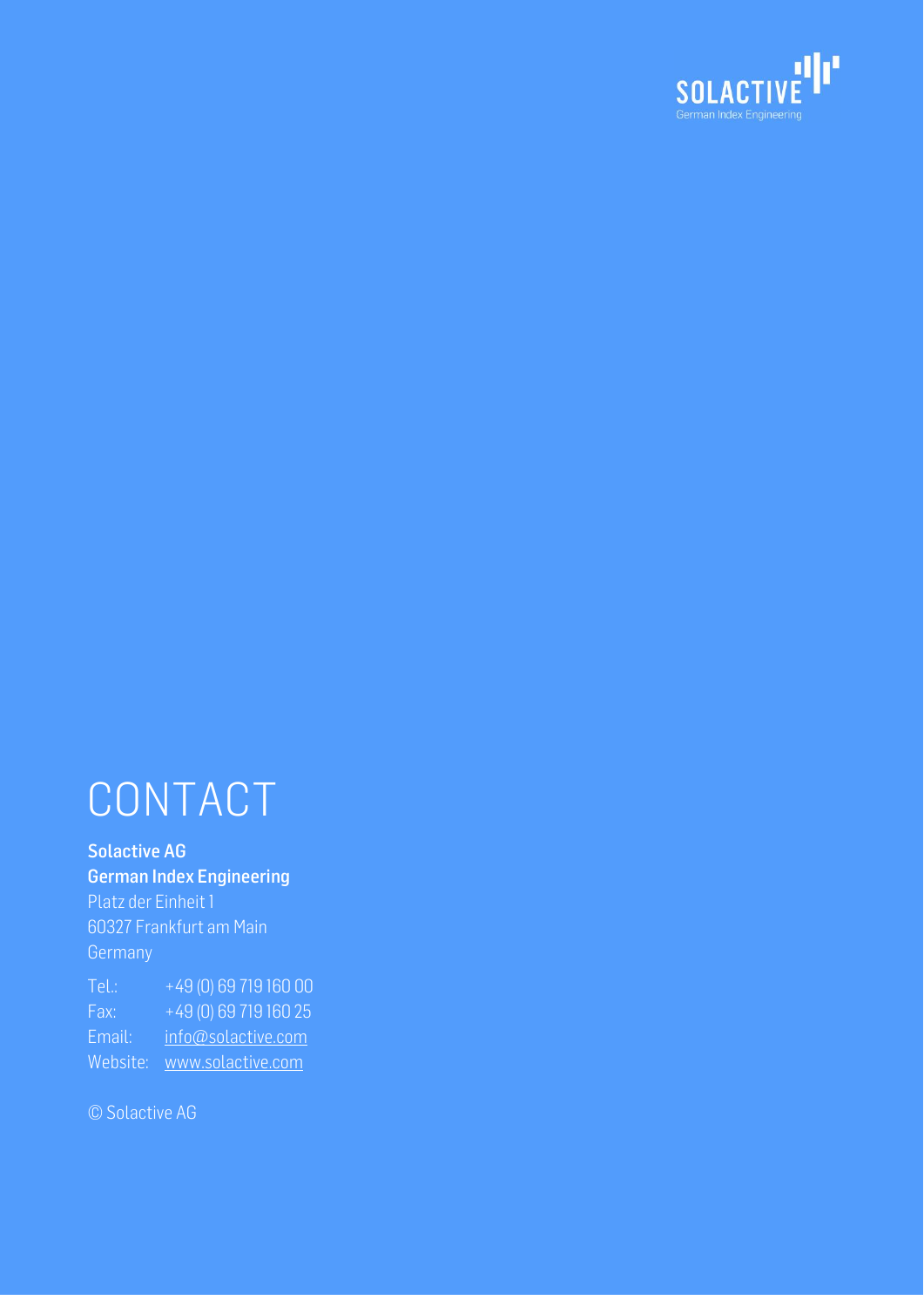SOLACTIVE

German Index Engineering

# CONTACT

**Solactive AG**
**German Index Engineering**
Platz der Einheit 1
60327 Frankfurt am Main
Germany

Tel.: +49 (0) 69 719 160 00
Fax: +49 (0) 69 719 160 25
Email: info@solactive.com
Website: www.solactive.com

© Solactive AG